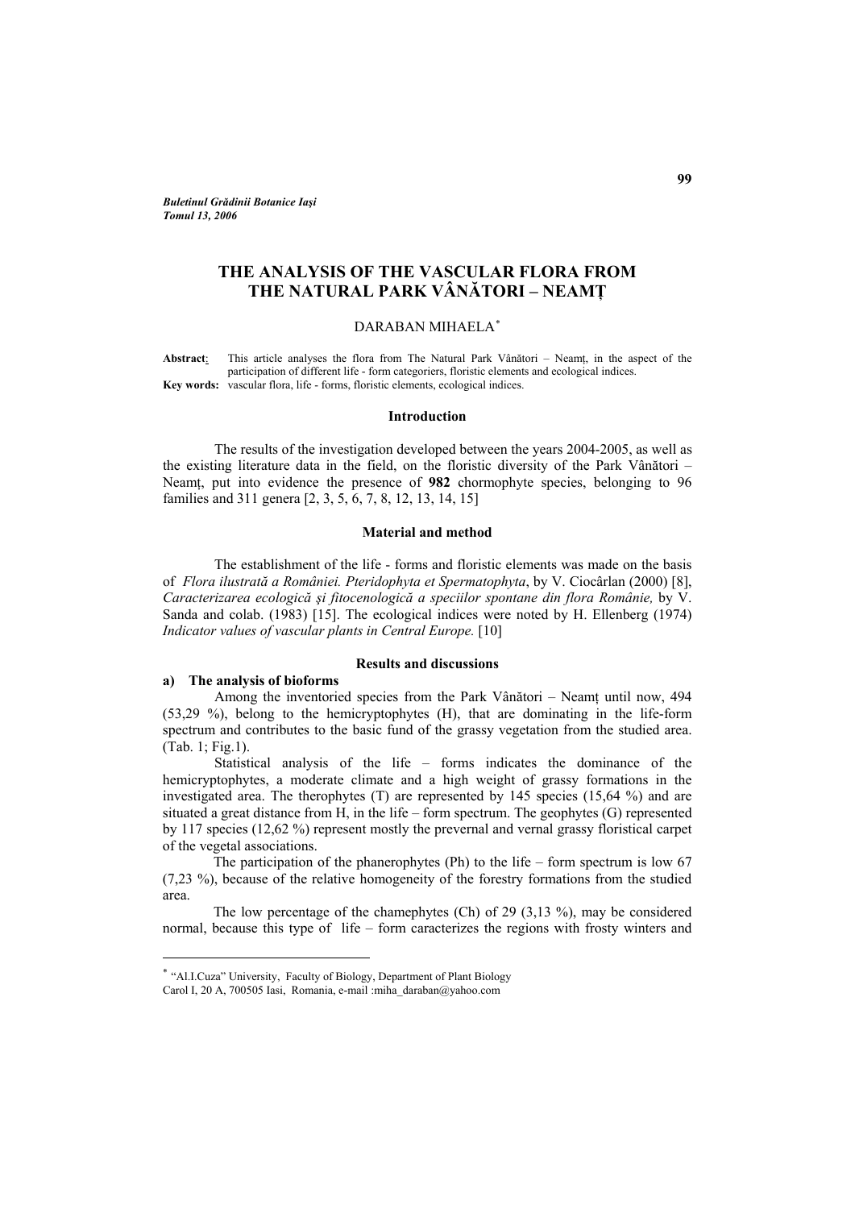*Buletinul Grădinii Botanice Iaşi*
*Tomul 13, 2006*

# THE ANALYSIS OF THE VASCULAR FLORA FROM THE NATURAL PARK VÂNĂTORI – NEAMȚ

DARABAN MIHAELA*

**Abstract**: This article analyses the flora from The Natural Park Vânători – Neamț, in the aspect of the participation of different life - form categoriers, floristic elements and ecological indices.

**Key words:** vascular flora, life - forms, floristic elements, ecological indices.

## Introduction

The results of the investigation developed between the years 2004-2005, as well as the existing literature data in the field, on the floristic diversity of the Park Vânători – Neamț, put into evidence the presence of **982** chormophyte species, belonging to 96 families and 311 genera [2, 3, 5, 6, 7, 8, 12, 13, 14, 15]

## Material and method

The establishment of the life - forms and floristic elements was made on the basis of *Flora ilustrată a României. Pteridophyta et Spermatophyta*, by V. Ciocârlan (2000) [8], *Caracterizarea ecologică şi fitocenologică a speciilor spontane din flora Românie,* by V. Sanda and colab. (1983) [15]. The ecological indices were noted by H. Ellenberg (1974) *Indicator values of vascular plants in Central Europe.* [10]

## Results and discussions

### a) The analysis of bioforms

Among the inventoried species from the Park Vânători – Neamț until now, 494 (53,29 %), belong to the hemicryptophytes (H), that are dominating in the life-form spectrum and contributes to the basic fund of the grassy vegetation from the studied area. (Tab. 1; Fig.1).

Statistical analysis of the life – forms indicates the dominance of the hemicryptophytes, a moderate climate and a high weight of grassy formations in the investigated area. The therophytes (T) are represented by 145 species (15,64 %) and are situated a great distance from H, in the life – form spectrum. The geophytes (G) represented by 117 species (12,62 %) represent mostly the prevernal and vernal grassy floristical carpet of the vegetal associations.

The participation of the phanerophytes (Ph) to the life – form spectrum is low 67 (7,23 %), because of the relative homogeneity of the forestry formations from the studied area.

The low percentage of the chamephytes (Ch) of 29 (3,13 %), may be considered normal, because this type of life – form caracterizes the regions with frosty winters and

---

* "Al.I.Cuza" University, Faculty of Biology, Department of Plant Biology
Carol I, 20 A, 700505 Iasi, Romania, e-mail :miha_daraban@yahoo.com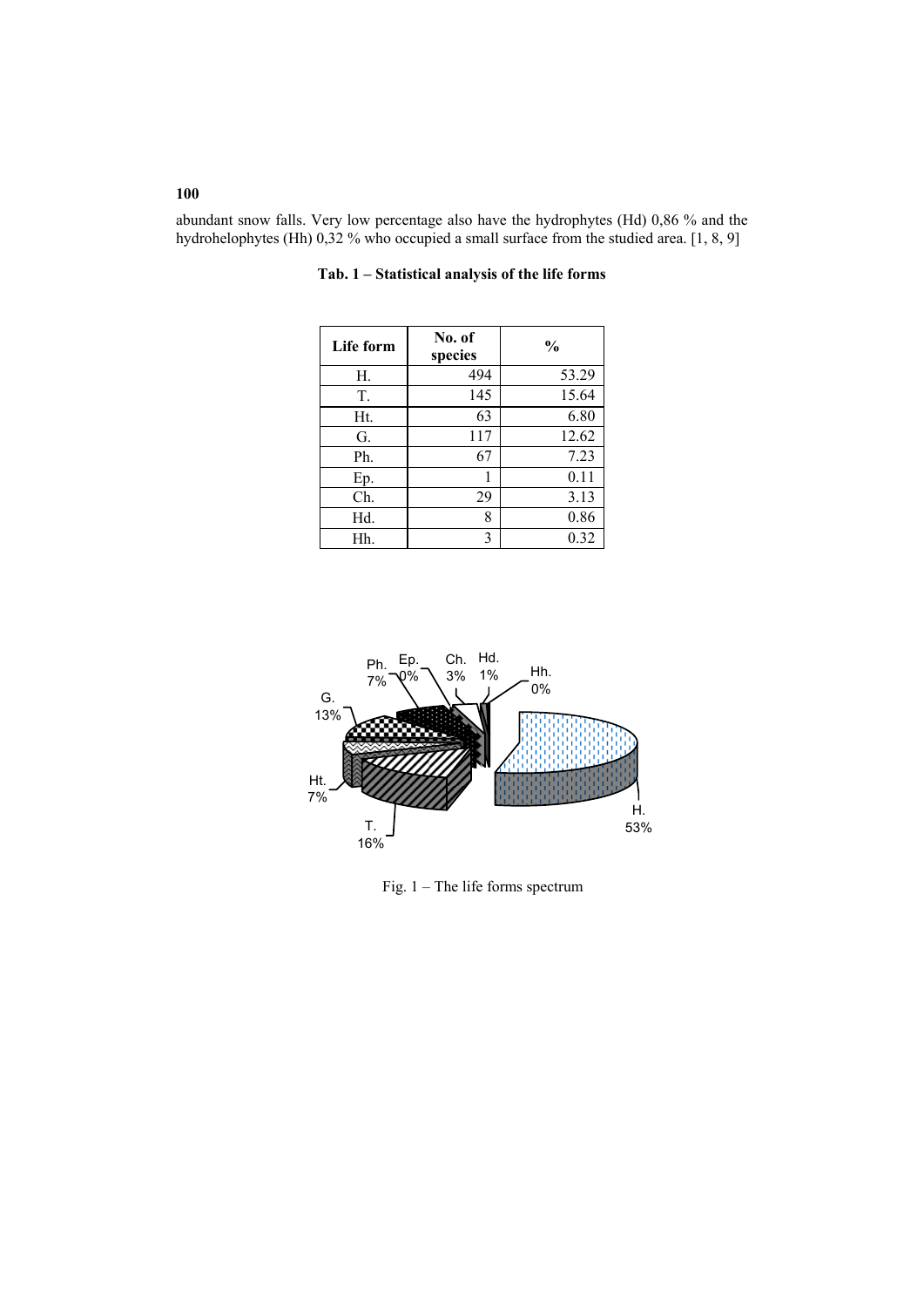abundant snow falls. Very low percentage also have the hydrophytes (Hd) 0,86 % and the hydrohelophytes (Hh) 0,32 % who occupied a small surface from the studied area. [1, 8, 9]

**Tab. 1 – Statistical analysis of the life forms**

| Life form | No. of species | % |
|---|---|---|
| H. | 494 | 53.29 |
| T. | 145 | 15.64 |
| Ht. | 63 | 6.80 |
| G. | 117 | 12.62 |
| Ph. | 67 | 7.23 |
| Ep. | 1 | 0.11 |
| Ch. | 29 | 3.13 |
| Hd. | 8 | 0.86 |
| Hh. | 3 | 0.32 |

Fig. 1 – The life forms spectrum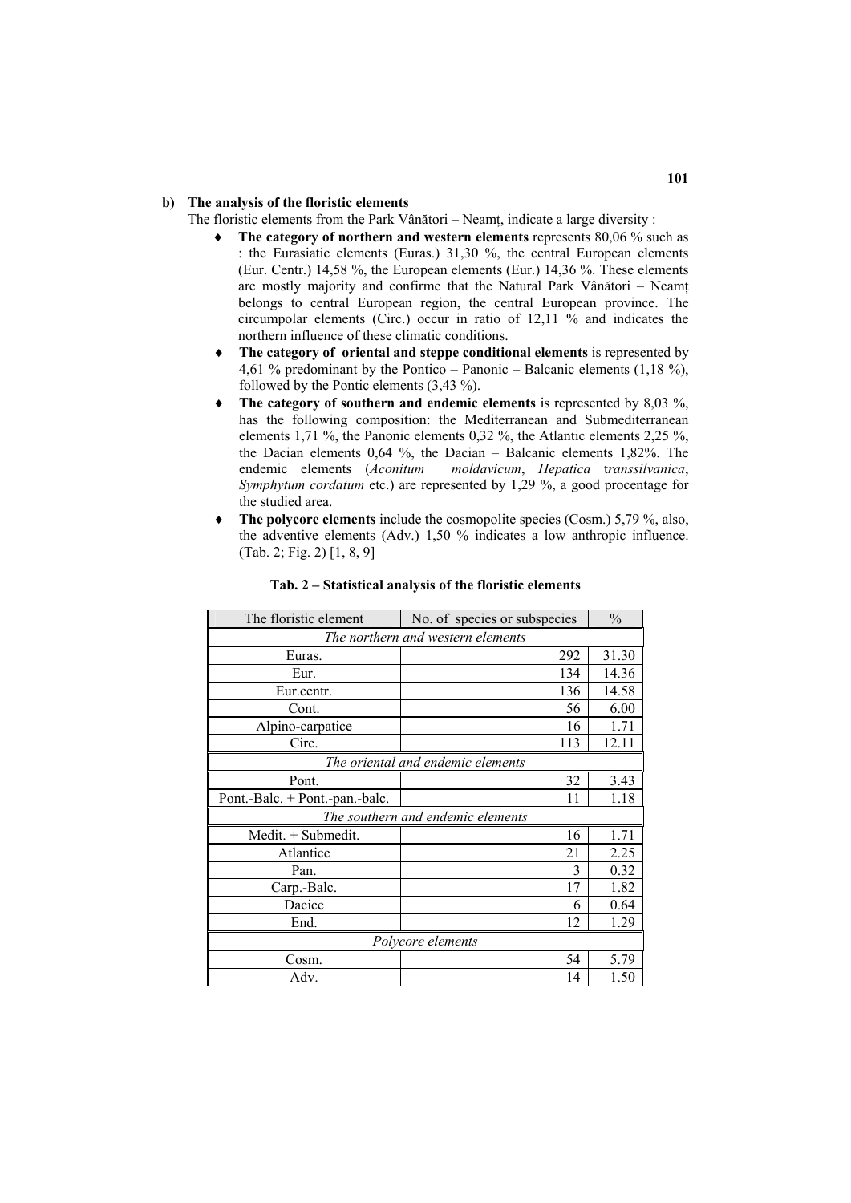**b) The analysis of the floristic elements**

The floristic elements from the Park Vânători – Neamț, indicate a large diversity :

- **The category of northern and western elements** represents 80,06 % such as : the Eurasiatic elements (Euras.) 31,30 %, the central European elements (Eur. Centr.) 14,58 %, the European elements (Eur.) 14,36 %. These elements are mostly majority and confirme that the Natural Park Vânători – Neamț belongs to central European region, the central European province. The circumpolar elements (Circ.) occur in ratio of 12,11 % and indicates the northern influence of these climatic conditions.
- **The category of oriental and steppe conditional elements** is represented by 4,61 % predominant by the Pontico – Panonic – Balcanic elements (1,18 %), followed by the Pontic elements (3,43 %).
- **The category of southern and endemic elements** is represented by 8,03 %, has the following composition: the Mediterranean and Submediterranean elements 1,71 %, the Panonic elements 0,32 %, the Atlantic elements 2,25 %, the Dacian elements 0,64 %, the Dacian – Balcanic elements 1,82%. The endemic elements (*Aconitum moldavicum*, *Hepatica transsilvanica*, *Symphytum cordatum* etc.) are represented by 1,29 %, a good procentage for the studied area.
- **The polycore elements** include the cosmopolite species (Cosm.) 5,79 %, also, the adventive elements (Adv.) 1,50 % indicates a low anthropic influence. (Tab. 2; Fig. 2) [1, 8, 9]

**Tab. 2 – Statistical analysis of the floristic elements**

| The floristic element | No. of species or subspecies | % |
|---|---|---|
| *The northern and western elements* | | |
| Euras. | 292 | 31.30 |
| Eur. | 134 | 14.36 |
| Eur.centr. | 136 | 14.58 |
| Cont. | 56 | 6.00 |
| Alpino-carpatice | 16 | 1.71 |
| Circ. | 113 | 12.11 |
| *The oriental and endemic elements* | | |
| Pont. | 32 | 3.43 |
| Pont.-Balc. + Pont.-pan.-balc. | 11 | 1.18 |
| *The southern and endemic elements* | | |
| Medit. + Submedit. | 16 | 1.71 |
| Atlantice | 21 | 2.25 |
| Pan. | 3 | 0.32 |
| Carp.-Balc. | 17 | 1.82 |
| Dacice | 6 | 0.64 |
| End. | 12 | 1.29 |
| *Polycore elements* | | |
| Cosm. | 54 | 5.79 |
| Adv. | 14 | 1.50 |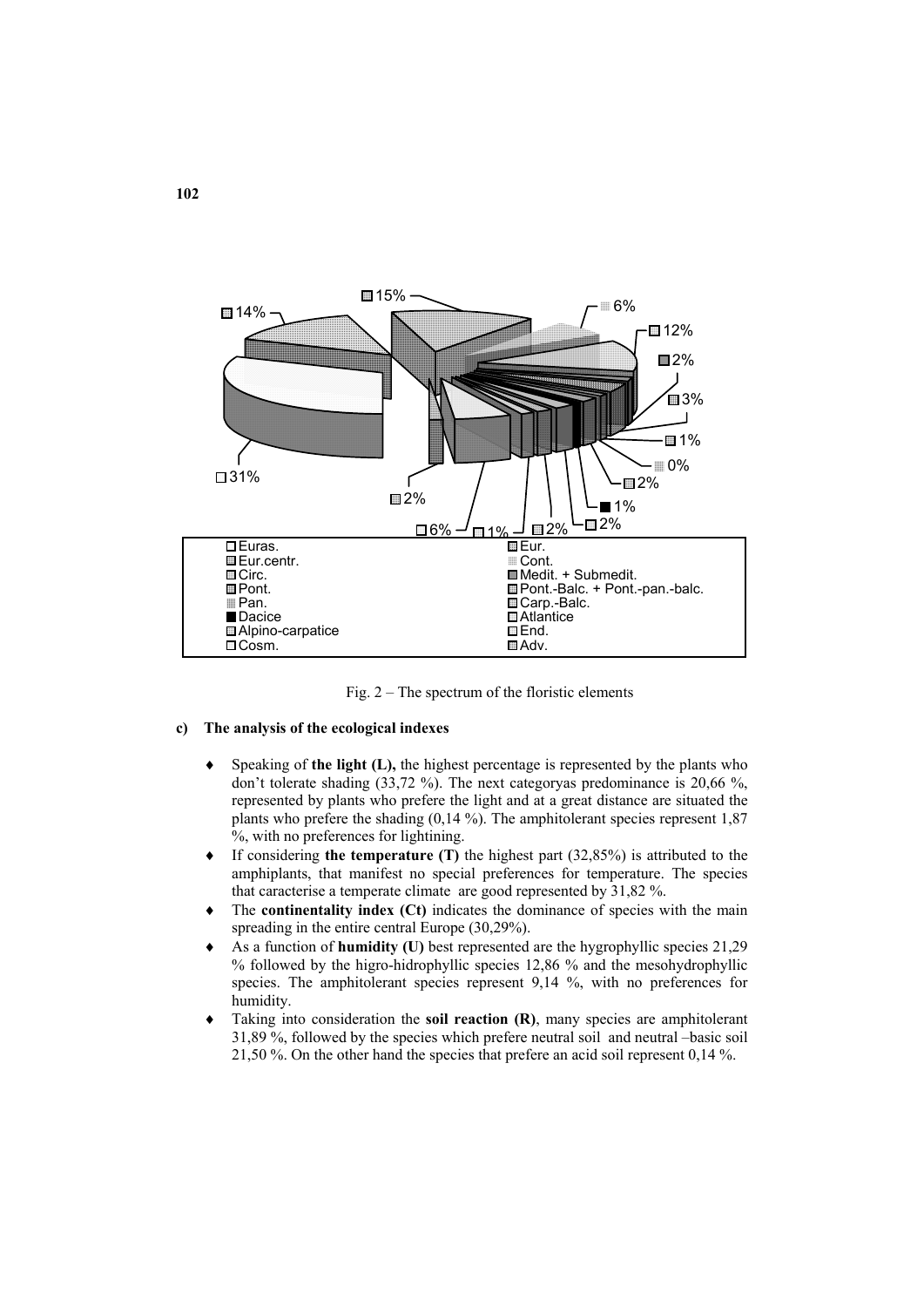Fig. 2 – The spectrum of the floristic elements

### c) The analysis of the ecological indexes

- Speaking of **the light (L),** the highest percentage is represented by the plants who don't tolerate shading (33,72 %). The next categoryas predominance is 20,66 %, represented by plants who prefere the light and at a great distance are situated the plants who prefere the shading (0,14 %). The amphitolerant species represent 1,87 %, with no preferences for lightining.
- If considering **the temperature (T)** the highest part (32,85%) is attributed to the amphiplants, that manifest no special preferences for temperature. The species that caracterise a temperate climate are good represented by 31,82 %.
- The **continentality index (Ct)** indicates the dominance of species with the main spreading in the entire central Europe (30,29%).
- As a function of **humidity (U)** best represented are the hygrophyllic species 21,29 % followed by the higro-hidrophyllic species 12,86 % and the mesohydrophyllic species. The amphitolerant species represent 9,14 %, with no preferences for humidity.
- Taking into consideration the **soil reaction (R)**, many species are amphitolerant 31,89 %, followed by the species which prefere neutral soil and neutral –basic soil 21,50 %. On the other hand the species that prefere an acid soil represent 0,14 %.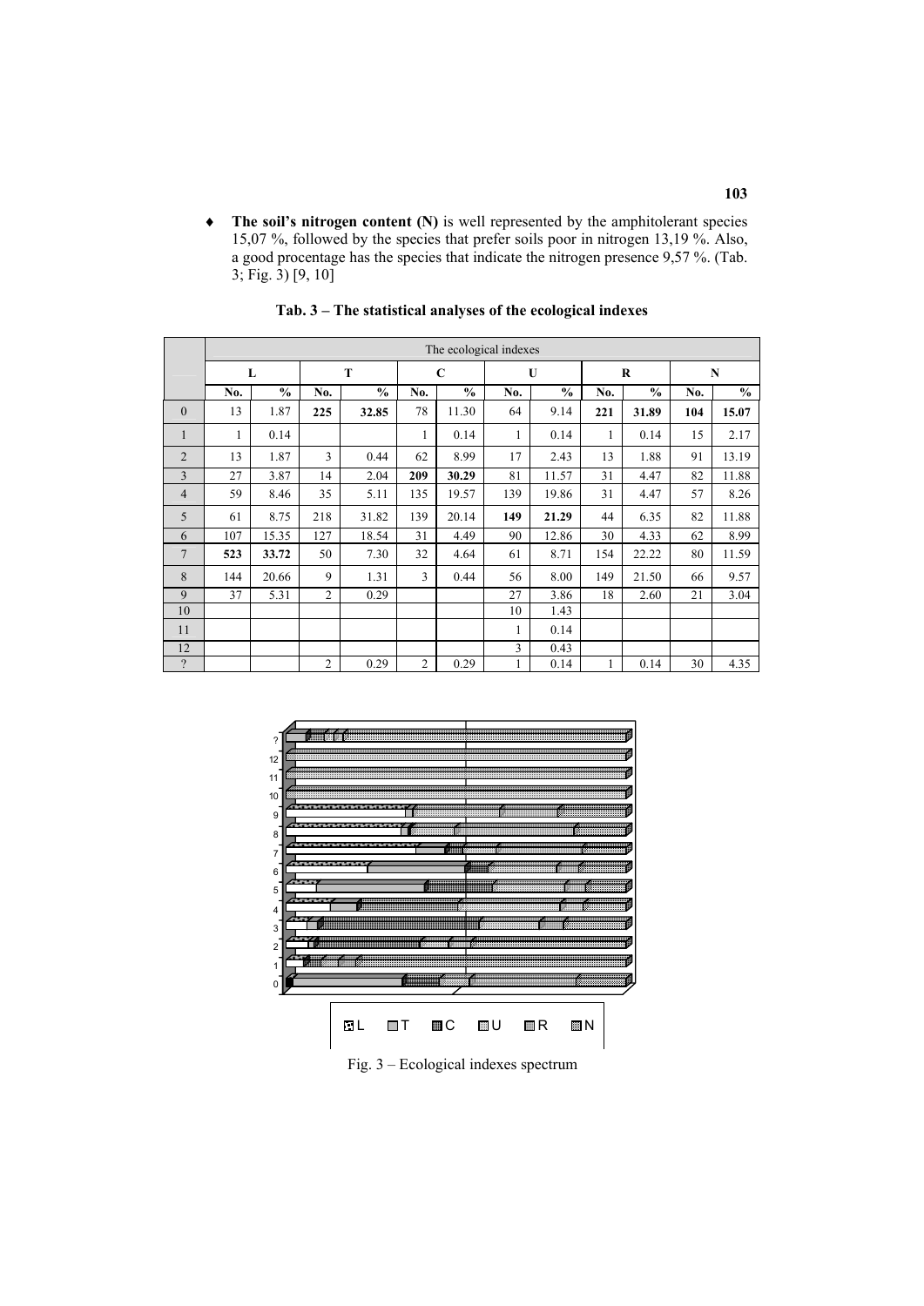- **The soil's nitrogen content (N)** is well represented by the amphitolerant species 15,07 %, followed by the species that prefer soils poor in nitrogen 13,19 %. Also, a good procentage has the species that indicate the nitrogen presence 9,57 %. (Tab. 3; Fig. 3) [9, 10]

**Tab. 3 – The statistical analyses of the ecological indexes**

| | The ecological indexes | | | | | | | | | | | |
|---|---|---|---|---|---|---|---|---|---|---|---|---|
| | L | | T | | C | | U | | R | | N | |
| | No. | % | No. | % | No. | % | No. | % | No. | % | No. | % |
| 0 | 13 | 1.87 | **225** | **32.85** | 78 | 11.30 | 64 | 9.14 | **221** | **31.89** | **104** | **15.07** |
| 1 | 1 | 0.14 | | | 1 | 0.14 | 1 | 0.14 | 1 | 0.14 | 15 | 2.17 |
| 2 | 13 | 1.87 | 3 | 0.44 | 62 | 8.99 | 17 | 2.43 | 13 | 1.88 | 91 | 13.19 |
| 3 | 27 | 3.87 | 14 | 2.04 | **209** | **30.29** | 81 | 11.57 | 31 | 4.47 | 82 | 11.88 |
| 4 | 59 | 8.46 | 35 | 5.11 | 135 | 19.57 | 139 | 19.86 | 31 | 4.47 | 57 | 8.26 |
| 5 | 61 | 8.75 | 218 | 31.82 | 139 | 20.14 | **149** | **21.29** | 44 | 6.35 | 82 | 11.88 |
| 6 | 107 | 15.35 | 127 | 18.54 | 31 | 4.49 | 90 | 12.86 | 30 | 4.33 | 62 | 8.99 |
| 7 | **523** | **33.72** | 50 | 7.30 | 32 | 4.64 | 61 | 8.71 | 154 | 22.22 | 80 | 11.59 |
| 8 | 144 | 20.66 | 9 | 1.31 | 3 | 0.44 | 56 | 8.00 | 149 | 21.50 | 66 | 9.57 |
| 9 | 37 | 5.31 | 2 | 0.29 | | | 27 | 3.86 | 18 | 2.60 | 21 | 3.04 |
| 10 | | | | | | | 10 | 1.43 | | | | |
| 11 | | | | | | | 1 | 0.14 | | | | |
| 12 | | | | | | | 3 | 0.43 | | | | |
| ? | | | 2 | 0.29 | 2 | 0.29 | 1 | 0.14 | 1 | 0.14 | 30 | 4.35 |

Fig. 3 – Ecological indexes spectrum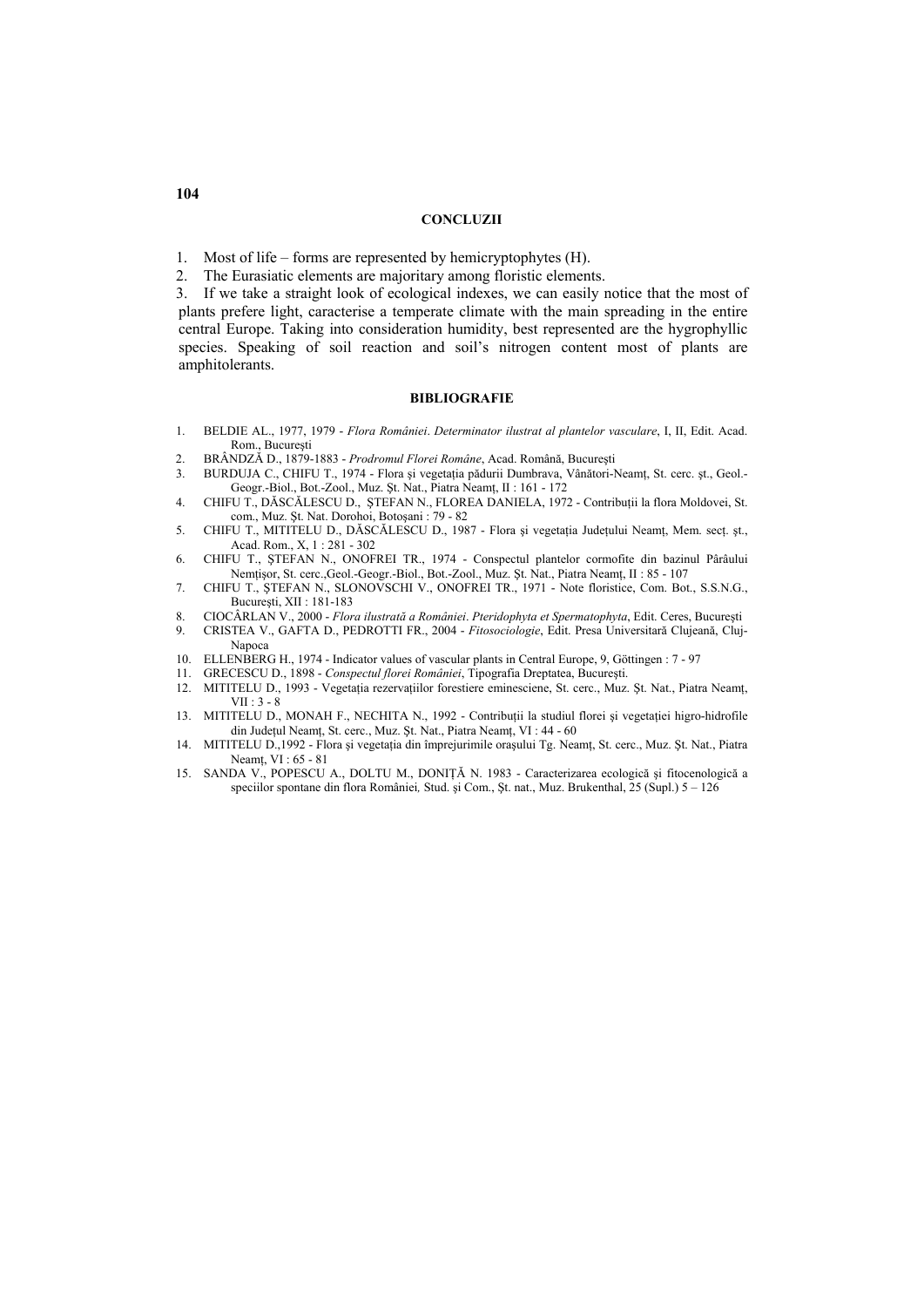## CONCLUZII

1. Most of life – forms are represented by hemicryptophytes (H).
2. The Eurasiatic elements are majoritary among floristic elements.
3. If we take a straight look of ecological indexes, we can easily notice that the most of plants prefere light, caracterise a temperate climate with the main spreading in the entire central Europe. Taking into consideration humidity, best represented are the hygrophyllic species. Speaking of soil reaction and soil's nitrogen content most of plants are amphitolerants.

## BIBLIOGRAFIE

1. BELDIE AL., 1977, 1979 - *Flora României. Determinator ilustrat al plantelor vasculare*, I, II, Edit. Acad. Rom., Bucureşti
2. BRÂNDZĂ D., 1879-1883 - *Prodromul Florei Române*, Acad. Română, Bucureşti
3. BURDUJA C., CHIFU T., 1974 - Flora şi vegetaţia pădurii Dumbrava, Vânători-Neamţ, St. cerc. şt., Geol.-Geogr.-Biol., Bot.-Zool., Muz. Şt. Nat., Piatra Neamţ, II : 161 - 172
4. CHIFU T., DĂSCĂLESCU D., ŞTEFAN N., FLOREA DANIELA, 1972 - Contribuţii la flora Moldovei, St. com., Muz. Şt. Nat. Dorohoi, Botoşani : 79 - 82
5. CHIFU T., MITITELU D., DĂSCĂLESCU D., 1987 - Flora şi vegetaţia Judeţului Neamţ, Mem. secţ. şt., Acad. Rom., X, 1 : 281 - 302
6. CHIFU T., ŞTEFAN N., ONOFREI TR., 1974 - Conspectul plantelor cormofite din bazinul Pârâului Nemţişor, St. cerc.,Geol.-Geogr.-Biol., Bot.-Zool., Muz. Şt. Nat., Piatra Neamţ, II : 85 - 107
7. CHIFU T., ŞTEFAN N., SLONOVSCHI V., ONOFREI TR., 1971 - Note floristice, Com. Bot., S.S.N.G., Bucureşti, XII : 181-183
8. CIOCÂRLAN V., 2000 - *Flora ilustrată a României. Pteridophyta et Spermatophyta*, Edit. Ceres, Bucureşti
9. CRISTEA V., GAFTA D., PEDROTTI FR., 2004 - *Fitosociologie*, Edit. Presa Universitară Clujeană, Cluj-Napoca
10. ELLENBERG H., 1974 - Indicator values of vascular plants in Central Europe, 9, Göttingen : 7 - 97
11. GRECESCU D., 1898 - *Conspectul florei României*, Tipografia Dreptatea, Bucureşti.
12. MITITELU D., 1993 - Vegetaţia rezervaţiilor forestiere eminesciene, St. cerc., Muz. Şt. Nat., Piatra Neamţ, VII : 3 - 8
13. MITITELU D., MONAH F., NECHITA N., 1992 - Contribuţii la studiul florei şi vegetaţiei higro-hidrofile din Judeţul Neamţ, St. cerc., Muz. Şt. Nat., Piatra Neamţ, VI : 44 - 60
14. MITITELU D.,1992 - Flora şi vegetaţia din împrejurimile oraşului Tg. Neamţ, St. cerc., Muz. Şt. Nat., Piatra Neamţ, VI : 65 - 81
15. SANDA V., POPESCU A., DOLTU M., DONIŢĂ N. 1983 - Caracterizarea ecologică şi fitocenologică a speciilor spontane din flora României*,* Stud. şi Com., Şt. nat., Muz. Brukenthal, 25 (Supl.) 5 – 126